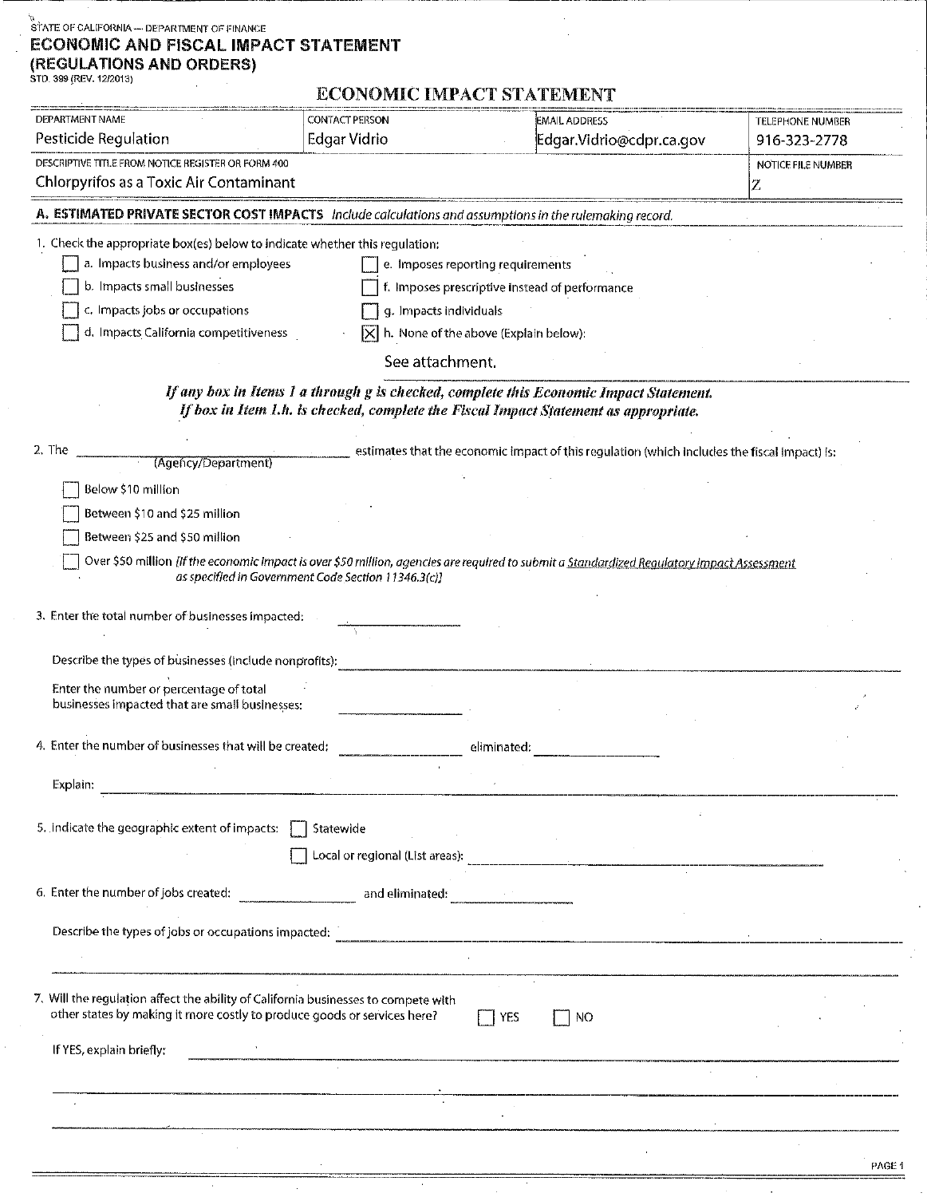STATE OF CALIFORNIA — DEPARTMENT OF FINANCE

# ECONOMIC AND FISCAL IMPACT STATEMENT (REGULATIONS AND ORDERS)

STD. 399 (REV. 12/2013)

## ECONOMIC IMPACT STATEMENT

| DEPARTMENT NAME | CONTACT PERSON | EMAIL ADDRESS | TELEPHONE NUMBER |
|---|---|---|---|
| Pesticide Regulation | Edgar Vidrio | Edgar.Vidrio@cdpr.ca.gov | 916-323-2778 |

| DESCRIPTIVE TITLE FROM NOTICE REGISTER OR FORM 400 | NOTICE FILE NUMBER |
|---|---|
| Chlorpyrifos as a Toxic Air Contaminant | Z |

**A. ESTIMATED PRIVATE SECTOR COST IMPACTS** *Include calculations and assumptions in the rulemaking record.*

1. Check the appropriate box(es) below to indicate whether this regulation:

- [ ] a. Impacts business and/or employees
- [ ] b. Impacts small businesses
- [ ] c. Impacts jobs or occupations
- [ ] d. Impacts California competitiveness
- [ ] e. Imposes reporting requirements
- [ ] f. Imposes prescriptive instead of performance
- [ ] g. Impacts individuals
- [X] h. None of the above (Explain below):

See attachment.

***If any box in Items 1 a through g is checked, complete this Economic Impact Statement.***
***If box in Item 1.h. is checked, complete the Fiscal Impact Statement as appropriate.***

2. The ______________ (Agency/Department) estimates that the economic impact of this regulation (which includes the fiscal impact) is:

- [ ] Below $10 million
- [ ] Between $10 and $25 million
- [ ] Between $25 and $50 million
- [ ] Over $50 million *[If the economic impact is over $50 million, agencies are required to submit a Standardized Regulatory Impact Assessment as specified in Government Code Section 11346.3(c)]*

3. Enter the total number of businesses impacted: ______________

Describe the types of businesses (include nonprofits): ______________

Enter the number or percentage of total businesses impacted that are small businesses: ______________

4. Enter the number of businesses that will be created: ______________ eliminated: ______________

Explain: ______________

5. Indicate the geographic extent of impacts: [ ] Statewide

[ ] Local or regional (List areas): ______________

6. Enter the number of jobs created: ______________ and eliminated: ______________

Describe the types of jobs or occupations impacted: ______________

7. Will the regulation affect the ability of California businesses to compete with other states by making it more costly to produce goods or services here? [ ] YES [ ] NO

If YES, explain briefly: ______________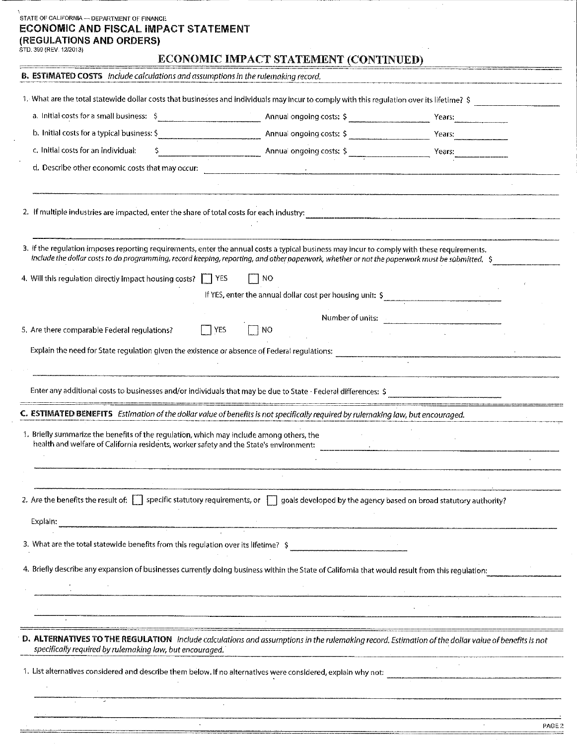STATE OF CALIFORNIA — DEPARTMENT OF FINANCE

# ECONOMIC AND FISCAL IMPACT STATEMENT (REGULATIONS AND ORDERS)

STD. 399 (REV. 12/2013)

## ECONOMIC IMPACT STATEMENT (CONTINUED)

**B. ESTIMATED COSTS** *Include calculations and assumptions in the rulemaking record.*

1. What are the total statewide dollar costs that businesses and individuals may incur to comply with this regulation over its lifetime? $ ______________

   a. Initial costs for a small business: $ ______________ Annual ongoing costs: $ ______________ Years: ______________

   b. Initial costs for a typical business: $ ______________ Annual ongoing costs: $ ______________ Years: ______________

   c. Initial costs for an individual: $ ______________ Annual ongoing costs: $ ______________ Years: ______________

   d. Describe other economic costs that may occur: ______________

2. If multiple industries are impacted, enter the share of total costs for each industry: ______________

3. If the regulation imposes reporting requirements, enter the annual costs a typical business may incur to comply with these requirements. *Include the dollar costs to do programming, record keeping, reporting, and other paperwork, whether or not the paperwork must be submitted.* $ ______________

4. Will this regulation directly impact housing costs? ☐ YES ☐ NO

   If YES, enter the annual dollar cost per housing unit: $ ______________

   Number of units: ______________

5. Are there comparable Federal regulations? ☐ YES ☐ NO

   Explain the need for State regulation given the existence or absence of Federal regulations: ______________

   Enter any additional costs to businesses and/or individuals that may be due to State - Federal differences: $ ______________

**C. ESTIMATED BENEFITS** *Estimation of the dollar value of benefits is not specifically required by rulemaking law, but encouraged.*

1. Briefly summarize the benefits of the regulation, which may include among others, the health and welfare of California residents, worker safety and the State's environment: ______________

2. Are the benefits the result of: ☐ specific statutory requirements, or ☐ goals developed by the agency based on broad statutory authority?

   Explain: ______________

3. What are the total statewide benefits from this regulation over its lifetime? $ ______________

4. Briefly describe any expansion of businesses currently doing business within the State of California that would result from this regulation: ______________

**D. ALTERNATIVES TO THE REGULATION** *Include calculations and assumptions in the rulemaking record. Estimation of the dollar value of benefits is not specifically required by rulemaking law, but encouraged.*

1. List alternatives considered and describe them below. If no alternatives were considered, explain why not: ______________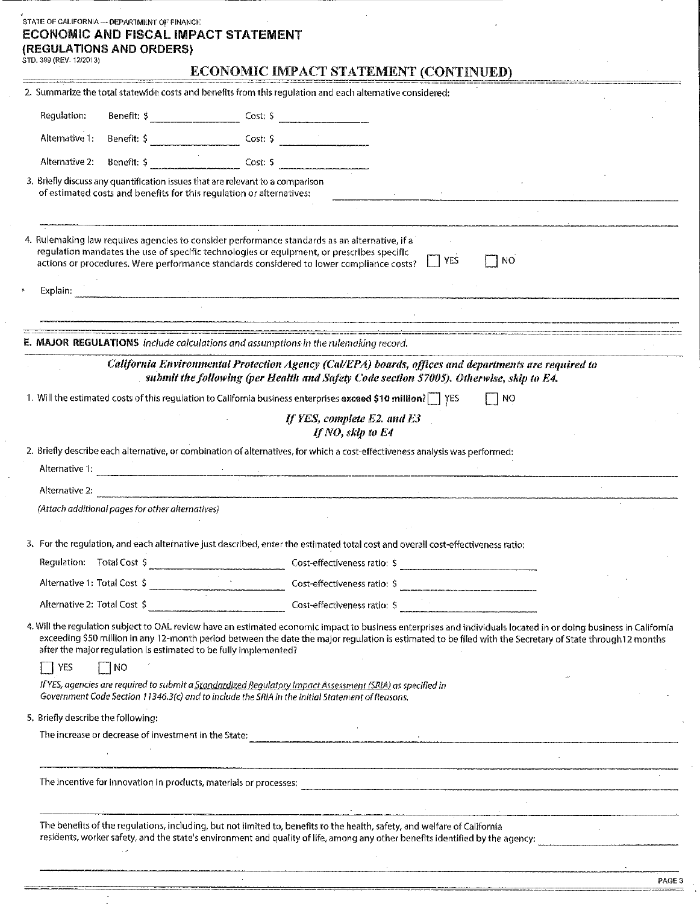STATE OF CALIFORNIA — DEPARTMENT OF FINANCE

# ECONOMIC AND FISCAL IMPACT STATEMENT (REGULATIONS AND ORDERS)

STD. 399 (REV. 12/2013)

## ECONOMIC IMPACT STATEMENT (CONTINUED)

2. Summarize the total statewide costs and benefits from this regulation and each alternative considered:

Regulation: Benefit: $ \_\_\_\_\_\_\_\_\_\_ Cost: $ \_\_\_\_\_\_\_\_\_\_

Alternative 1: Benefit: $ \_\_\_\_\_\_\_\_\_\_ Cost: $ \_\_\_\_\_\_\_\_\_\_

Alternative 2: Benefit: $ \_\_\_\_\_\_\_\_\_\_ Cost: $ \_\_\_\_\_\_\_\_\_\_

3. Briefly discuss any quantification issues that are relevant to a comparison of estimated costs and benefits for this regulation or alternatives: \_\_\_\_\_\_\_\_\_\_

4. Rulemaking law requires agencies to consider performance standards as an alternative, if a regulation mandates the use of specific technologies or equipment, or prescribes specific actions or procedures. Were performance standards considered to lower compliance costs? ☐ YES ☐ NO

Explain: \_\_\_\_\_\_\_\_\_\_

**E. MAJOR REGULATIONS** *Include calculations and assumptions in the rulemaking record.*

***California Environmental Protection Agency (Cal/EPA) boards, offices and departments are required to submit the following (per Health and Safety Code section 57005). Otherwise, skip to E4.***

1. Will the estimated costs of this regulation to California business enterprises **exceed $10 million**? ☐ YES ☐ NO

*If YES, complete E2. and E3*
*If NO, skip to E4*

2. Briefly describe each alternative, or combination of alternatives, for which a cost-effectiveness analysis was performed:

Alternative 1: \_\_\_\_\_\_\_\_\_\_

Alternative 2: \_\_\_\_\_\_\_\_\_\_

*(Attach additional pages for other alternatives)*

3. For the regulation, and each alternative just described, enter the estimated total cost and overall cost-effectiveness ratio:

Regulation: Total Cost $ \_\_\_\_\_\_\_\_\_\_ Cost-effectiveness ratio: $ \_\_\_\_\_\_\_\_\_\_

Alternative 1: Total Cost $ \_\_\_\_\_\_\_\_\_\_ Cost-effectiveness ratio: $ \_\_\_\_\_\_\_\_\_\_

Alternative 2: Total Cost $ \_\_\_\_\_\_\_\_\_\_ Cost-effectiveness ratio: $ \_\_\_\_\_\_\_\_\_\_

4. Will the regulation subject to OAL review have an estimated economic impact to business enterprises and individuals located in or doing business in California exceeding $50 million in any 12-month period between the date the major regulation is estimated to be filed with the Secretary of State through12 months after the major regulation is estimated to be fully implemented?

☐ YES ☐ NO

*If YES, agencies are required to submit a Standardized Regulatory Impact Assessment (SRIA) as specified in Government Code Section 11346.3(c) and to include the SRIA in the Initial Statement of Reasons.*

5. Briefly describe the following:

The increase or decrease of investment in the State: \_\_\_\_\_\_\_\_\_\_

The incentive for innovation in products, materials or processes: \_\_\_\_\_\_\_\_\_\_

The benefits of the regulations, including, but not limited to, benefits to the health, safety, and welfare of California residents, worker safety, and the state's environment and quality of life, among any other benefits identified by the agency: \_\_\_\_\_\_\_\_\_\_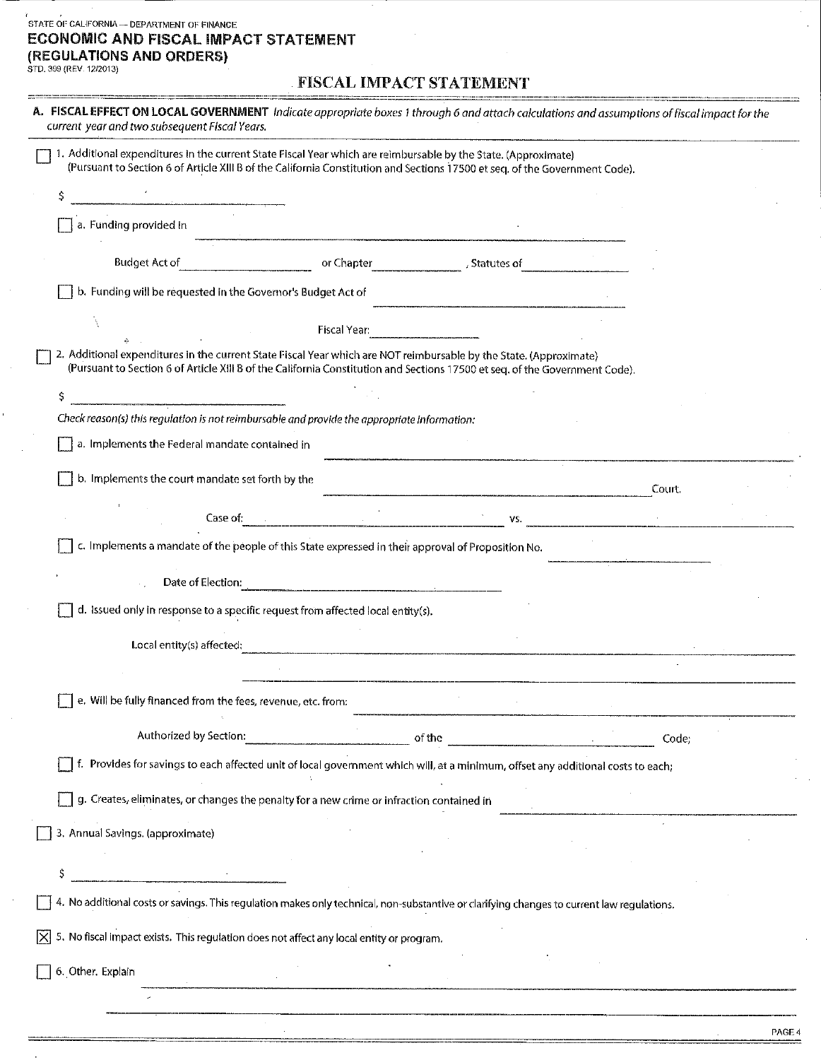STATE OF CALIFORNIA — DEPARTMENT OF FINANCE

# ECONOMIC AND FISCAL IMPACT STATEMENT (REGULATIONS AND ORDERS)

STD. 399 (REV. 12/2013)

## FISCAL IMPACT STATEMENT

**A. FISCAL EFFECT ON LOCAL GOVERNMENT** *Indicate appropriate boxes 1 through 6 and attach calculations and assumptions of fiscal impact for the current year and two subsequent Fiscal Years.*

☐ 1. Additional expenditures in the current State Fiscal Year which are reimbursable by the State. (Approximate)
(Pursuant to Section 6 of Article XIII B of the California Constitution and Sections 17500 et seq. of the Government Code).

$ ____________________

☐ a. Funding provided in ____________________

Budget Act of ____________ or Chapter ____________ , Statutes of ____________

☐ b. Funding will be requested in the Governor's Budget Act of ____________________

Fiscal Year: ____________

☐ 2. Additional expenditures in the current State Fiscal Year which are NOT reimbursable by the State. (Approximate)
(Pursuant to Section 6 of Article XIII B of the California Constitution and Sections 17500 et seq. of the Government Code).

$ ____________________

*Check reason(s) this regulation is not reimbursable and provide the appropriate information:*

☐ a. Implements the Federal mandate contained in ____________________

☐ b. Implements the court mandate set forth by the ____________________ Court.

Case of: ____________________ vs. ____________________

☐ c. Implements a mandate of the people of this State expressed in their approval of Proposition No. ____________

Date of Election: ____________________

☐ d. Issued only in response to a specific request from affected local entity(s).

Local entity(s) affected: ____________________

☐ e. Will be fully financed from the fees, revenue, etc. from: ____________________

Authorized by Section: ____________ of the ____________ Code;

☐ f. Provides for savings to each affected unit of local government which will, at a minimum, offset any additional costs to each;

☐ g. Creates, eliminates, or changes the penalty for a new crime or infraction contained in ____________________

☐ 3. Annual Savings. (approximate)

$ ____________________

☐ 4. No additional costs or savings. This regulation makes only technical, non-substantive or clarifying changes to current law regulations.

☒ 5. No fiscal impact exists. This regulation does not affect any local entity or program.

☐ 6. Other. Explain ____________________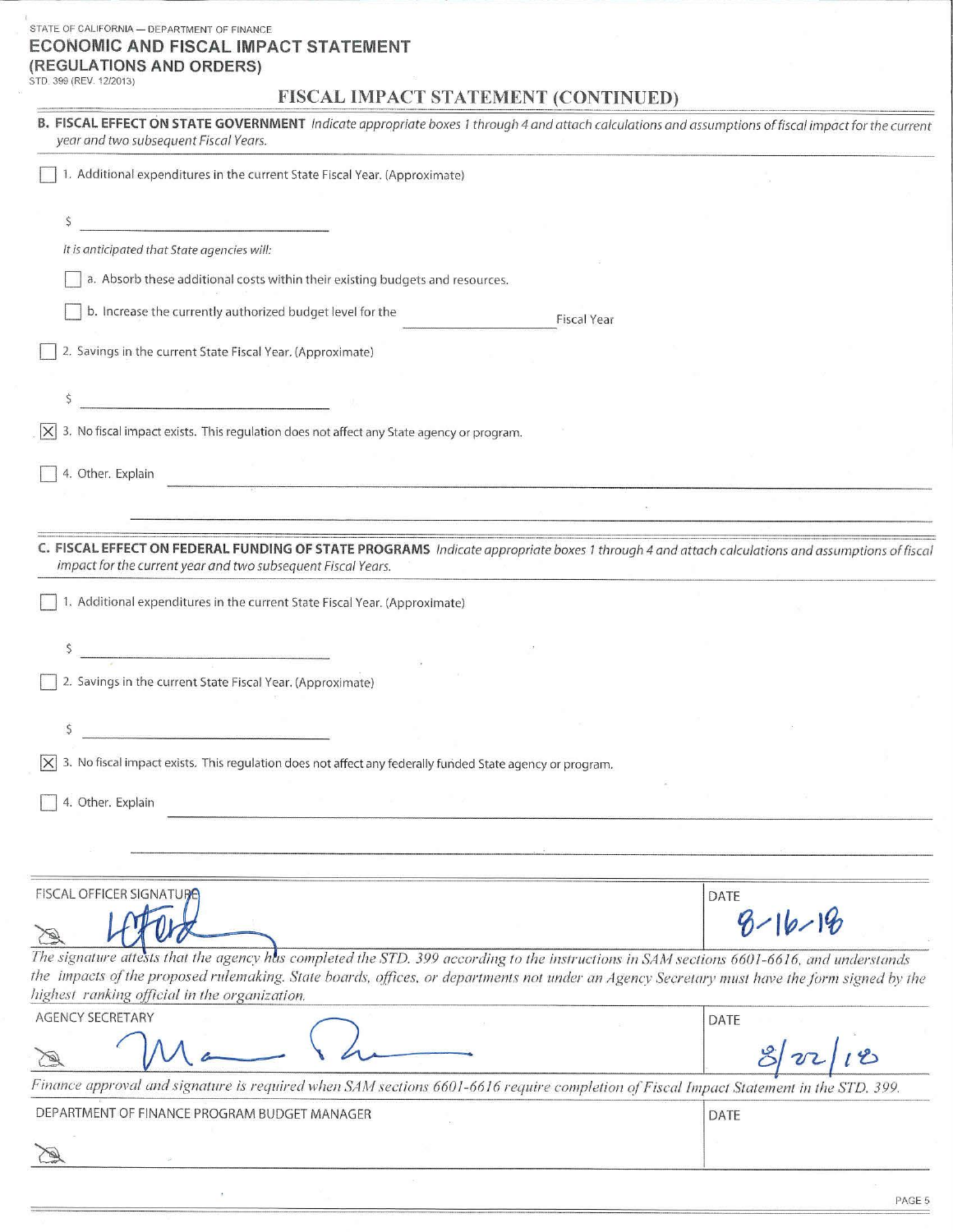STATE OF CALIFORNIA — DEPARTMENT OF FINANCE

# ECONOMIC AND FISCAL IMPACT STATEMENT (REGULATIONS AND ORDERS)

STD. 399 (REV. 12/2013)

## FISCAL IMPACT STATEMENT (CONTINUED)

**B. FISCAL EFFECT ON STATE GOVERNMENT** *Indicate appropriate boxes 1 through 4 and attach calculations and assumptions of fiscal impact for the current year and two subsequent Fiscal Years.*

☐ 1. Additional expenditures in the current State Fiscal Year. (Approximate)

$ \_\_\_\_\_\_\_\_\_\_\_\_\_\_\_\_

*It is anticipated that State agencies will:*

☐ a. Absorb these additional costs within their existing budgets and resources.

☐ b. Increase the currently authorized budget level for the \_\_\_\_\_\_\_\_\_\_\_\_ Fiscal Year

☐ 2. Savings in the current State Fiscal Year. (Approximate)

$ \_\_\_\_\_\_\_\_\_\_\_\_\_\_\_\_

☒ 3. No fiscal impact exists. This regulation does not affect any State agency or program.

☐ 4. Other. Explain \_\_\_\_\_\_\_\_\_\_\_\_\_\_\_\_

**C. FISCAL EFFECT ON FEDERAL FUNDING OF STATE PROGRAMS** *Indicate appropriate boxes 1 through 4 and attach calculations and assumptions of fiscal impact for the current year and two subsequent Fiscal Years.*

☐ 1. Additional expenditures in the current State Fiscal Year. (Approximate)

$ \_\_\_\_\_\_\_\_\_\_\_\_\_\_\_\_

☐ 2. Savings in the current State Fiscal Year. (Approximate)

$ \_\_\_\_\_\_\_\_\_\_\_\_\_\_\_\_

☒ 3. No fiscal impact exists. This regulation does not affect any federally funded State agency or program.

☐ 4. Other. Explain \_\_\_\_\_\_\_\_\_\_\_\_\_\_\_\_

| FISCAL OFFICER SIGNATURE | DATE |
|---|---|
| [signature] | 8-16-18 |

*The signature attests that the agency has completed the STD. 399 according to the instructions in SAM sections 6601-6616, and understands the impacts of the proposed rulemaking. State boards, offices, or departments not under an Agency Secretary must have the form signed by the highest ranking official in the organization.*

| AGENCY SECRETARY | DATE |
|---|---|
| [signature] | 8/22/18 |

*Finance approval and signature is required when SAM sections 6601-6616 require completion of Fiscal Impact Statement in the STD. 399.*

| DEPARTMENT OF FINANCE PROGRAM BUDGET MANAGER | DATE |
|---|---|
| | |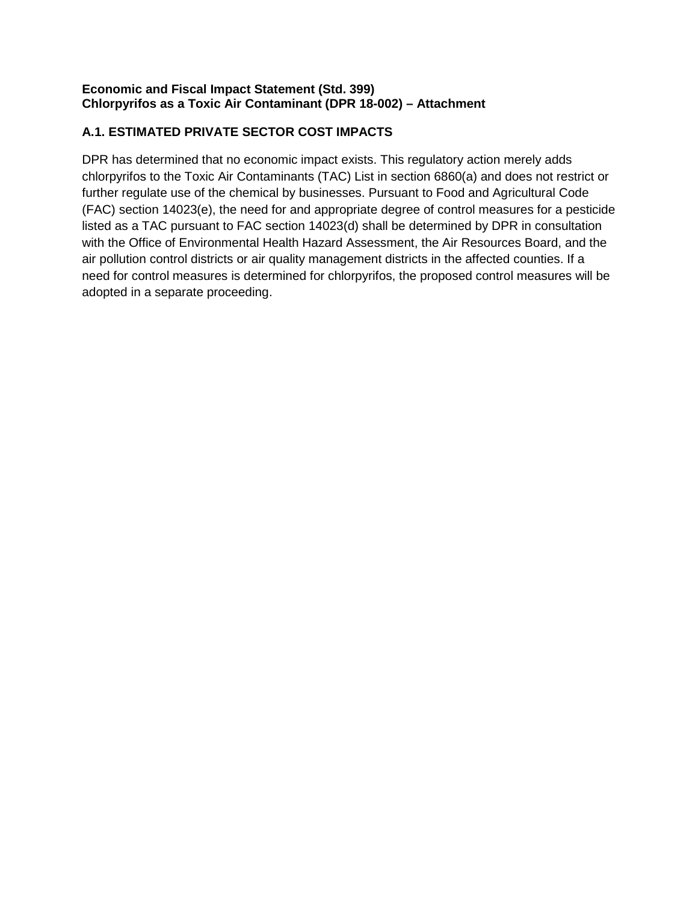**Economic and Fiscal Impact Statement (Std. 399)**
**Chlorpyrifos as a Toxic Air Contaminant (DPR 18-002) – Attachment**

## A.1. ESTIMATED PRIVATE SECTOR COST IMPACTS

DPR has determined that no economic impact exists. This regulatory action merely adds chlorpyrifos to the Toxic Air Contaminants (TAC) List in section 6860(a) and does not restrict or further regulate use of the chemical by businesses. Pursuant to Food and Agricultural Code (FAC) section 14023(e), the need for and appropriate degree of control measures for a pesticide listed as a TAC pursuant to FAC section 14023(d) shall be determined by DPR in consultation with the Office of Environmental Health Hazard Assessment, the Air Resources Board, and the air pollution control districts or air quality management districts in the affected counties. If a need for control measures is determined for chlorpyrifos, the proposed control measures will be adopted in a separate proceeding.